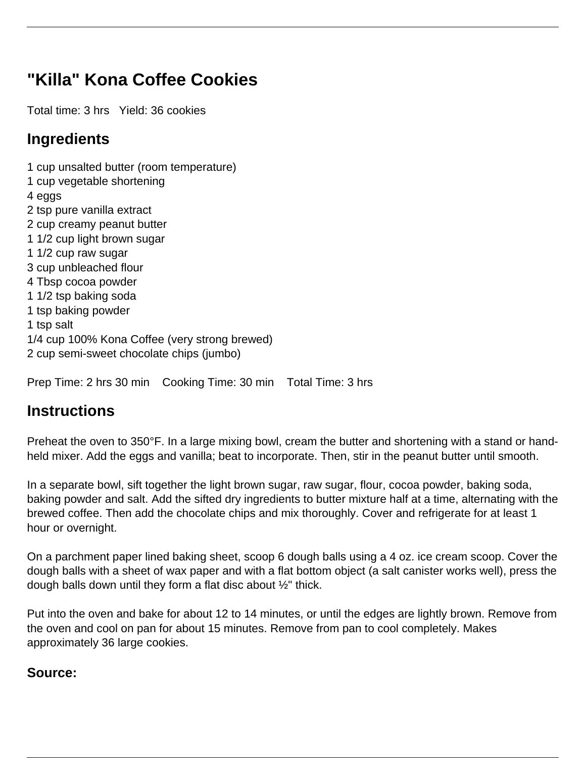# "Killa" Kona Coffee Cookies

Total time: 3 hrs   Yield: 36 cookies

## Ingredients

1 cup unsalted butter (room temperature)
1 cup vegetable shortening
4 eggs
2 tsp pure vanilla extract
2 cup creamy peanut butter
1 1/2 cup light brown sugar
1 1/2 cup raw sugar
3 cup unbleached flour
4 Tbsp cocoa powder
1 1/2 tsp baking soda
1 tsp baking powder
1 tsp salt
1/4 cup 100% Kona Coffee (very strong brewed)
2 cup semi-sweet chocolate chips (jumbo)

Prep Time: 2 hrs 30 min    Cooking Time: 30 min    Total Time: 3 hrs

## Instructions

Preheat the oven to 350°F. In a large mixing bowl, cream the butter and shortening with a stand or hand-held mixer. Add the eggs and vanilla; beat to incorporate. Then, stir in the peanut butter until smooth.

In a separate bowl, sift together the light brown sugar, raw sugar, flour, cocoa powder, baking soda, baking powder and salt. Add the sifted dry ingredients to butter mixture half at a time, alternating with the brewed coffee. Then add the chocolate chips and mix thoroughly. Cover and refrigerate for at least 1 hour or overnight.

On a parchment paper lined baking sheet, scoop 6 dough balls using a 4 oz. ice cream scoop. Cover the dough balls with a sheet of wax paper and with a flat bottom object (a salt canister works well), press the dough balls down until they form a flat disc about ½" thick.

Put into the oven and bake for about 12 to 14 minutes, or until the edges are lightly brown. Remove from the oven and cool on pan for about 15 minutes. Remove from pan to cool completely. Makes approximately 36 large cookies.

### Source: